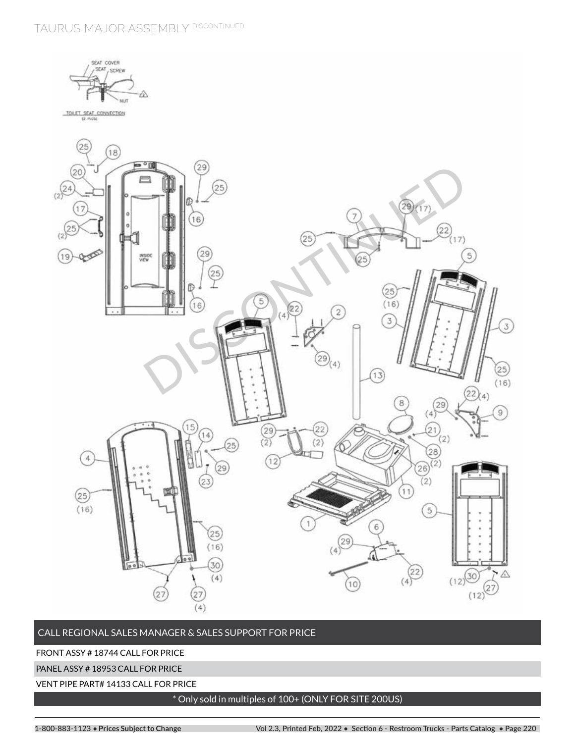# TAURUS MAJOR ASSEMBLY DISCONTINUED

| CALL REGIONAL SALES MANAGER & SALES SUPPORT FOR PRICE |
|---|
| FRONT ASSY # 18744 CALL FOR PRICE |
| PANEL ASSY # 18953 CALL FOR PRICE |
| VENT PIPE PART# 14133 CALL FOR PRICE |
| * Only sold in multiples of 100+ (ONLY FOR SITE 200US) |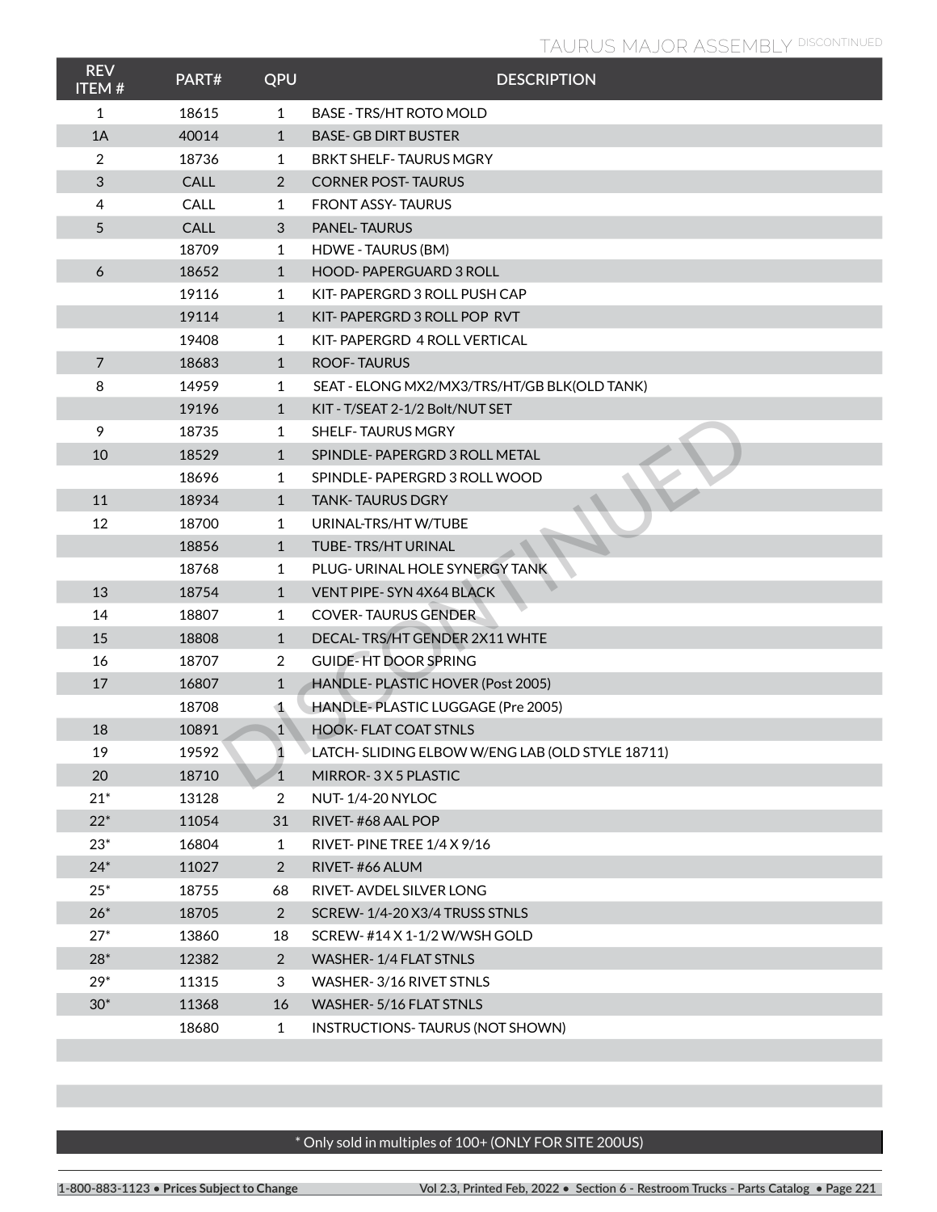## TAURUS MAJOR ASSEMBLY DISCONTINUED

| REV ITEM # | PART# | QPU | DESCRIPTION |
|---|---|---|---|
| 1 | 18615 | 1 | BASE - TRS/HT ROTO MOLD |
| 1A | 40014 | 1 | BASE- GB DIRT BUSTER |
| 2 | 18736 | 1 | BRKT SHELF- TAURUS MGRY |
| 3 | CALL | 2 | CORNER POST- TAURUS |
| 4 | CALL | 1 | FRONT ASSY- TAURUS |
| 5 | CALL | 3 | PANEL- TAURUS |
| | 18709 | 1 | HDWE - TAURUS (BM) |
| 6 | 18652 | 1 | HOOD- PAPERGUARD 3 ROLL |
| | 19116 | 1 | KIT- PAPERGRD 3 ROLL PUSH CAP |
| | 19114 | 1 | KIT- PAPERGRD 3 ROLL POP RVT |
| | 19408 | 1 | KIT- PAPERGRD 4 ROLL VERTICAL |
| 7 | 18683 | 1 | ROOF- TAURUS |
| 8 | 14959 | 1 | SEAT - ELONG MX2/MX3/TRS/HT/GB BLK(OLD TANK) |
| | 19196 | 1 | KIT - T/SEAT 2-1/2 Bolt/NUT SET |
| 9 | 18735 | 1 | SHELF- TAURUS MGRY |
| 10 | 18529 | 1 | SPINDLE- PAPERGRD 3 ROLL METAL |
| | 18696 | 1 | SPINDLE- PAPERGRD 3 ROLL WOOD |
| 11 | 18934 | 1 | TANK- TAURUS DGRY |
| 12 | 18700 | 1 | URINAL-TRS/HT W/TUBE |
| | 18856 | 1 | TUBE- TRS/HT URINAL |
| | 18768 | 1 | PLUG- URINAL HOLE SYNERGY TANK |
| 13 | 18754 | 1 | VENT PIPE- SYN 4X64 BLACK |
| 14 | 18807 | 1 | COVER- TAURUS GENDER |
| 15 | 18808 | 1 | DECAL- TRS/HT GENDER 2X11 WHTE |
| 16 | 18707 | 2 | GUIDE- HT DOOR SPRING |
| 17 | 16807 | 1 | HANDLE- PLASTIC HOVER (Post 2005) |
| | 18708 | 1 | HANDLE- PLASTIC LUGGAGE (Pre 2005) |
| 18 | 10891 | 1 | HOOK- FLAT COAT STNLS |
| 19 | 19592 | 1 | LATCH- SLIDING ELBOW W/ENG LAB (OLD STYLE 18711) |
| 20 | 18710 | 1 | MIRROR- 3 X 5 PLASTIC |
| 21* | 13128 | 2 | NUT- 1/4-20 NYLOC |
| 22* | 11054 | 31 | RIVET- #68 AAL POP |
| 23* | 16804 | 1 | RIVET- PINE TREE 1/4 X 9/16 |
| 24* | 11027 | 2 | RIVET- #66 ALUM |
| 25* | 18755 | 68 | RIVET- AVDEL SILVER LONG |
| 26* | 18705 | 2 | SCREW- 1/4-20 X3/4 TRUSS STNLS |
| 27* | 13860 | 18 | SCREW- #14 X 1-1/2 W/WSH GOLD |
| 28* | 12382 | 2 | WASHER- 1/4 FLAT STNLS |
| 29* | 11315 | 3 | WASHER- 3/16 RIVET STNLS |
| 30* | 11368 | 16 | WASHER- 5/16 FLAT STNLS |
| | 18680 | 1 | INSTRUCTIONS- TAURUS (NOT SHOWN) |

* Only sold in multiples of 100+ (ONLY FOR SITE 200US)

DISCONTINUED

1-800-883-1123 • **Prices Subject to Change**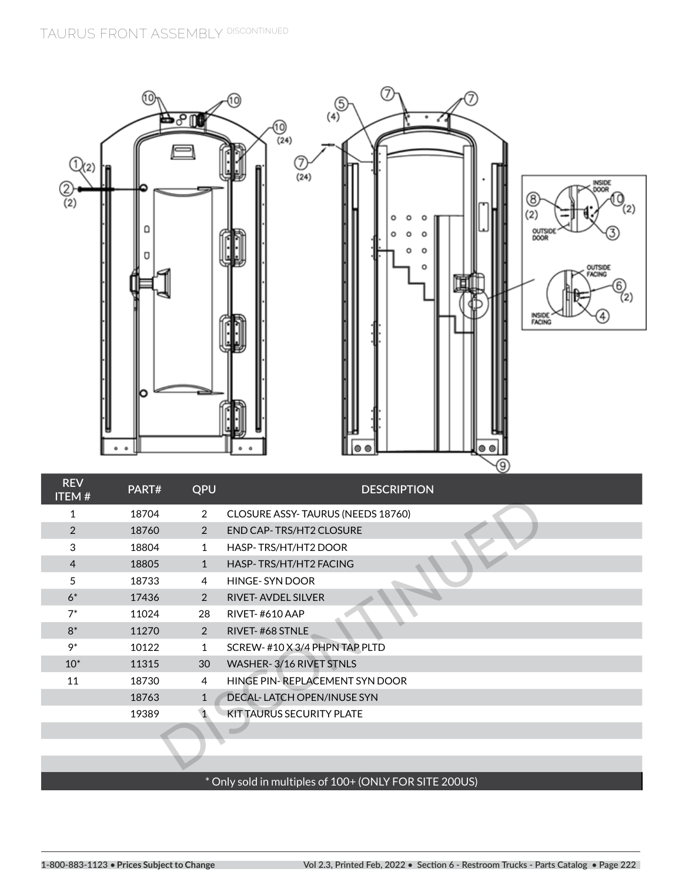# TAURUS FRONT ASSEMBLY DISCONTINUED

| REV ITEM # | PART# | QPU | DESCRIPTION |
|---|---|---|---|
| 1 | 18704 | 2 | CLOSURE ASSY- TAURUS (NEEDS 18760) |
| 2 | 18760 | 2 | END CAP- TRS/HT2 CLOSURE |
| 3 | 18804 | 1 | HASP- TRS/HT/HT2 DOOR |
| 4 | 18805 | 1 | HASP- TRS/HT/HT2 FACING |
| 5 | 18733 | 4 | HINGE- SYN DOOR |
| 6* | 17436 | 2 | RIVET- AVDEL SILVER |
| 7* | 11024 | 28 | RIVET- #610 AAP |
| 8* | 11270 | 2 | RIVET- #68 STNLE |
| 9* | 10122 | 1 | SCREW- #10 X 3/4 PHPN TAP PLTD |
| 10* | 11315 | 30 | WASHER- 3/16 RIVET STNLS |
| 11 | 18730 | 4 | HINGE PIN- REPLACEMENT SYN DOOR |
| | 18763 | 1 | DECAL- LATCH OPEN/INUSE SYN |
| | 19389 | 1 | KIT TAURUS SECURITY PLATE |
| | | | |
| | | | |
| | | | |

* Only sold in multiples of 100+ (ONLY FOR SITE 200US)

1-800-883-1123 • **Prices Subject to Change**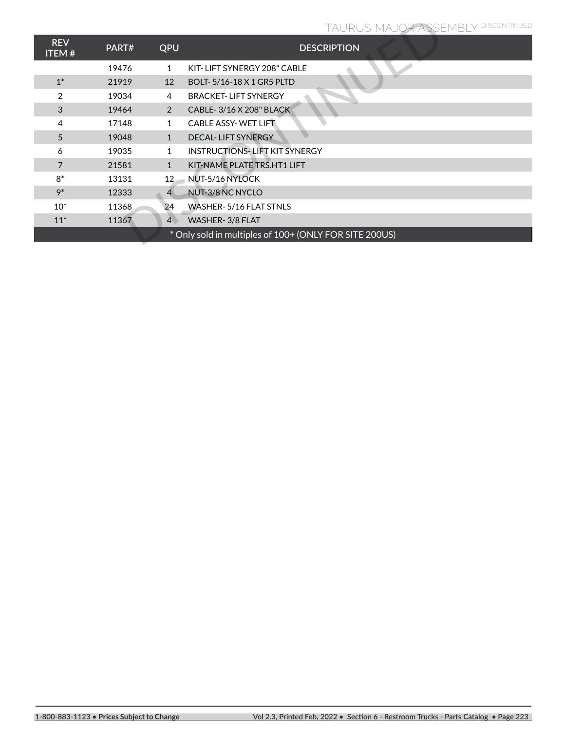| REV ITEM # | PART# | QPU | DESCRIPTION |
|---|---|---|---|
| | 19476 | 1 | KIT- LIFT SYNERGY 208" CABLE |
| 1* | 21919 | 12 | BOLT- 5/16-18 X 1 GR5 PLTD |
| 2 | 19034 | 4 | BRACKET- LIFT SYNERGY |
| 3 | 19464 | 2 | CABLE- 3/16 X 208" BLACK |
| 4 | 17148 | 1 | CABLE ASSY- WET LIFT |
| 5 | 19048 | 1 | DECAL- LIFT SYNERGY |
| 6 | 19035 | 1 | INSTRUCTIONS- LIFT KIT SYNERGY |
| 7 | 21581 | 1 | KIT-NAME PLATE TRS.HT1 LIFT |
| 8* | 13131 | 12 | NUT-5/16 NYLOCK |
| 9* | 12333 | 4 | NUT-3/8 NC NYCLO |
| 10* | 11368 | 24 | WASHER- 5/16 FLAT STNLS |
| 11* | 11367 | 4 | WASHER- 3/8 FLAT |
| * Only sold in multiples of 100+ (ONLY FOR SITE 200US) | | | |